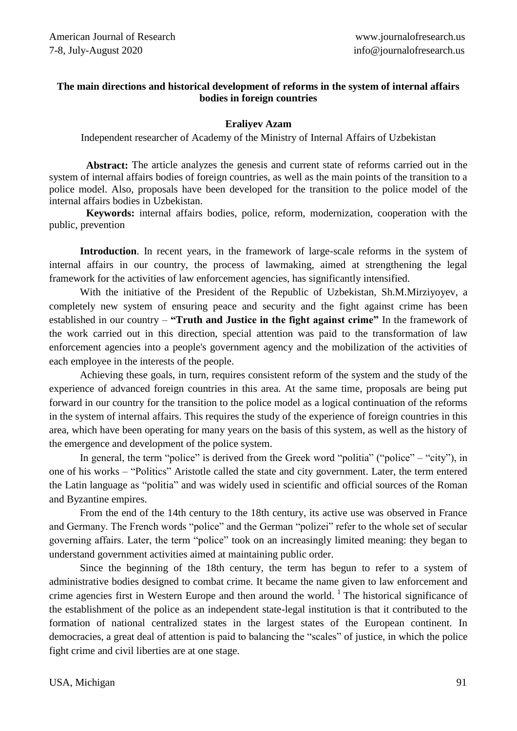# The main directions and historical development of reforms in the system of internal affairs bodies in foreign countries

**Eraliyev Azam**

Independent researcher of Academy of the Ministry of Internal Affairs of Uzbekistan

**Abstract:** The article analyzes the genesis and current state of reforms carried out in the system of internal affairs bodies of foreign countries, as well as the main points of the transition to a police model. Also, proposals have been developed for the transition to the police model of the internal affairs bodies in Uzbekistan.

**Keywords:** internal affairs bodies, police, reform, modernization, cooperation with the public, prevention

**Introduction**. In recent years, in the framework of large-scale reforms in the system of internal affairs in our country, the process of lawmaking, aimed at strengthening the legal framework for the activities of law enforcement agencies, has significantly intensified.

With the initiative of the President of the Republic of Uzbekistan, Sh.M.Mirziyoyev, a completely new system of ensuring peace and security and the fight against crime has been established in our country – **"Truth and Justice in the fight against crime"** In the framework of the work carried out in this direction, special attention was paid to the transformation of law enforcement agencies into a people's government agency and the mobilization of the activities of each employee in the interests of the people.

Achieving these goals, in turn, requires consistent reform of the system and the study of the experience of advanced foreign countries in this area. At the same time, proposals are being put forward in our country for the transition to the police model as a logical continuation of the reforms in the system of internal affairs. This requires the study of the experience of foreign countries in this area, which have been operating for many years on the basis of this system, as well as the history of the emergence and development of the police system.

In general, the term "police" is derived from the Greek word "politia" ("police" – "city"), in one of his works – "Politics" Aristotle called the state and city government. Later, the term entered the Latin language as "politia" and was widely used in scientific and official sources of the Roman and Byzantine empires.

From the end of the 14th century to the 18th century, its active use was observed in France and Germany. The French words "police" and the German "polizei" refer to the whole set of secular governing affairs. Later, the term "police" took on an increasingly limited meaning: they began to understand government activities aimed at maintaining public order.

Since the beginning of the 18th century, the term has begun to refer to a system of administrative bodies designed to combat crime. It became the name given to law enforcement and crime agencies first in Western Europe and then around the world. [1] The historical significance of the establishment of the police as an independent state-legal institution is that it contributed to the formation of national centralized states in the largest states of the European continent. In democracies, a great deal of attention is paid to balancing the "scales" of justice, in which the police fight crime and civil liberties are at one stage.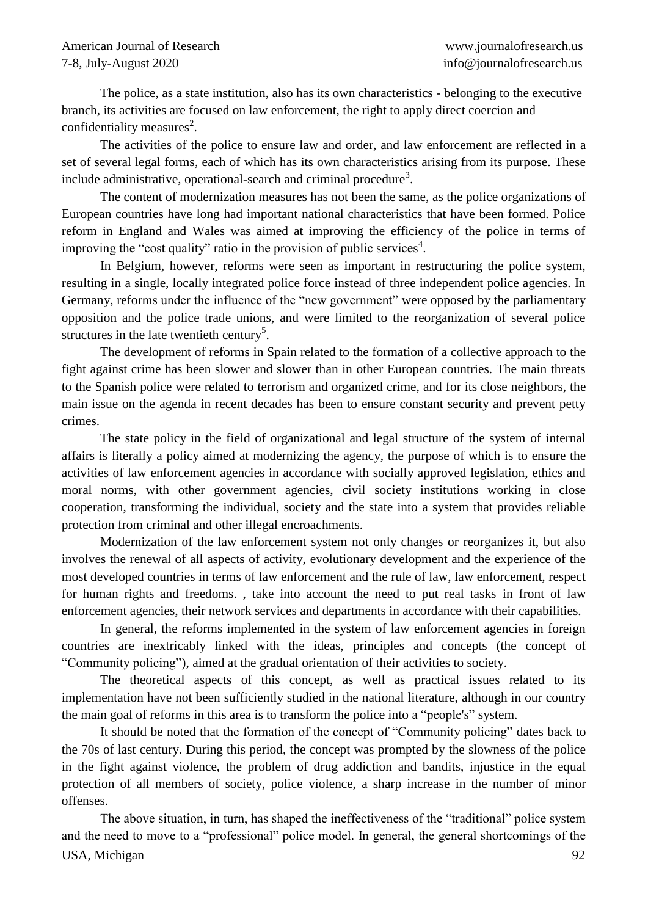The police, as a state institution, also has its own characteristics - belonging to the executive branch, its activities are focused on law enforcement, the right to apply direct coercion and confidentiality measures[2].

The activities of the police to ensure law and order, and law enforcement are reflected in a set of several legal forms, each of which has its own characteristics arising from its purpose. These include administrative, operational-search and criminal procedure[3].

The content of modernization measures has not been the same, as the police organizations of European countries have long had important national characteristics that have been formed. Police reform in England and Wales was aimed at improving the efficiency of the police in terms of improving the "cost quality" ratio in the provision of public services[4].

In Belgium, however, reforms were seen as important in restructuring the police system, resulting in a single, locally integrated police force instead of three independent police agencies. In Germany, reforms under the influence of the "new government" were opposed by the parliamentary opposition and the police trade unions, and were limited to the reorganization of several police structures in the late twentieth century[5].

The development of reforms in Spain related to the formation of a collective approach to the fight against crime has been slower and slower than in other European countries. The main threats to the Spanish police were related to terrorism and organized crime, and for its close neighbors, the main issue on the agenda in recent decades has been to ensure constant security and prevent petty crimes.

The state policy in the field of organizational and legal structure of the system of internal affairs is literally a policy aimed at modernizing the agency, the purpose of which is to ensure the activities of law enforcement agencies in accordance with socially approved legislation, ethics and moral norms, with other government agencies, civil society institutions working in close cooperation, transforming the individual, society and the state into a system that provides reliable protection from criminal and other illegal encroachments.

Modernization of the law enforcement system not only changes or reorganizes it, but also involves the renewal of all aspects of activity, evolutionary development and the experience of the most developed countries in terms of law enforcement and the rule of law, law enforcement, respect for human rights and freedoms. , take into account the need to put real tasks in front of law enforcement agencies, their network services and departments in accordance with their capabilities.

In general, the reforms implemented in the system of law enforcement agencies in foreign countries are inextricably linked with the ideas, principles and concepts (the concept of "Community policing"), aimed at the gradual orientation of their activities to society.

The theoretical aspects of this concept, as well as practical issues related to its implementation have not been sufficiently studied in the national literature, although in our country the main goal of reforms in this area is to transform the police into a "people's" system.

It should be noted that the formation of the concept of "Community policing" dates back to the 70s of last century. During this period, the concept was prompted by the slowness of the police in the fight against violence, the problem of drug addiction and bandits, injustice in the equal protection of all members of society, police violence, a sharp increase in the number of minor offenses.

The above situation, in turn, has shaped the ineffectiveness of the "traditional" police system and the need to move to a "professional" police model. In general, the general shortcomings of the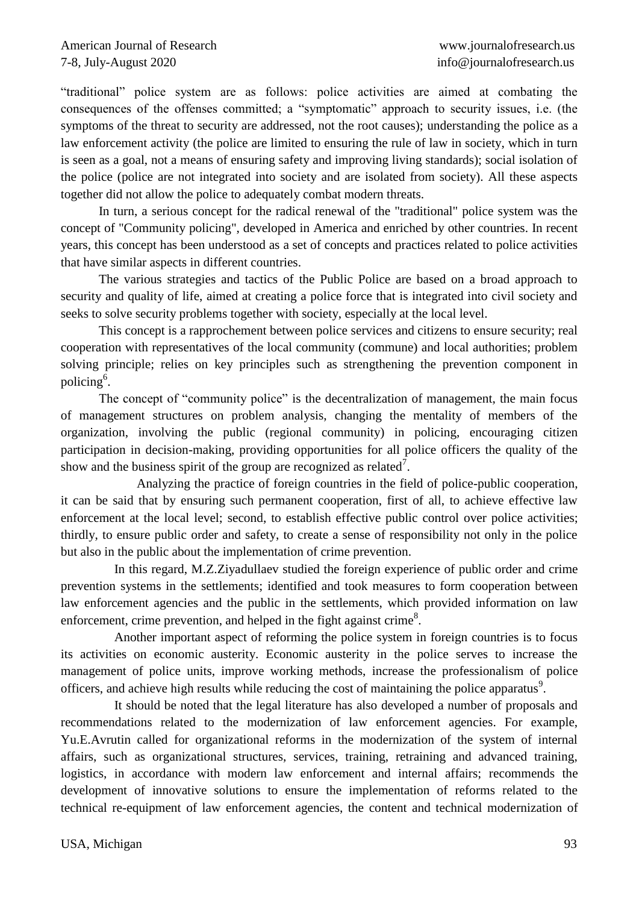"traditional" police system are as follows: police activities are aimed at combating the consequences of the offenses committed; a "symptomatic" approach to security issues, i.e. (the symptoms of the threat to security are addressed, not the root causes); understanding the police as a law enforcement activity (the police are limited to ensuring the rule of law in society, which in turn is seen as a goal, not a means of ensuring safety and improving living standards); social isolation of the police (police are not integrated into society and are isolated from society). All these aspects together did not allow the police to adequately combat modern threats.

In turn, a serious concept for the radical renewal of the "traditional" police system was the concept of "Community policing", developed in America and enriched by other countries. In recent years, this concept has been understood as a set of concepts and practices related to police activities that have similar aspects in different countries.

The various strategies and tactics of the Public Police are based on a broad approach to security and quality of life, aimed at creating a police force that is integrated into civil society and seeks to solve security problems together with society, especially at the local level.

This concept is a rapprochement between police services and citizens to ensure security; real cooperation with representatives of the local community (commune) and local authorities; problem solving principle; relies on key principles such as strengthening the prevention component in policing[6].

The concept of "community police" is the decentralization of management, the main focus of management structures on problem analysis, changing the mentality of members of the organization, involving the public (regional community) in policing, encouraging citizen participation in decision-making, providing opportunities for all police officers the quality of the show and the business spirit of the group are recognized as related[7].

Analyzing the practice of foreign countries in the field of police-public cooperation, it can be said that by ensuring such permanent cooperation, first of all, to achieve effective law enforcement at the local level; second, to establish effective public control over police activities; thirdly, to ensure public order and safety, to create a sense of responsibility not only in the police but also in the public about the implementation of crime prevention.

In this regard, M.Z.Ziyadullaev studied the foreign experience of public order and crime prevention systems in the settlements; identified and took measures to form cooperation between law enforcement agencies and the public in the settlements, which provided information on law enforcement, crime prevention, and helped in the fight against crime[8].

Another important aspect of reforming the police system in foreign countries is to focus its activities on economic austerity. Economic austerity in the police serves to increase the management of police units, improve working methods, increase the professionalism of police officers, and achieve high results while reducing the cost of maintaining the police apparatus[9].

It should be noted that the legal literature has also developed a number of proposals and recommendations related to the modernization of law enforcement agencies. For example, Yu.E.Avrutin called for organizational reforms in the modernization of the system of internal affairs, such as organizational structures, services, training, retraining and advanced training, logistics, in accordance with modern law enforcement and internal affairs; recommends the development of innovative solutions to ensure the implementation of reforms related to the technical re-equipment of law enforcement agencies, the content and technical modernization of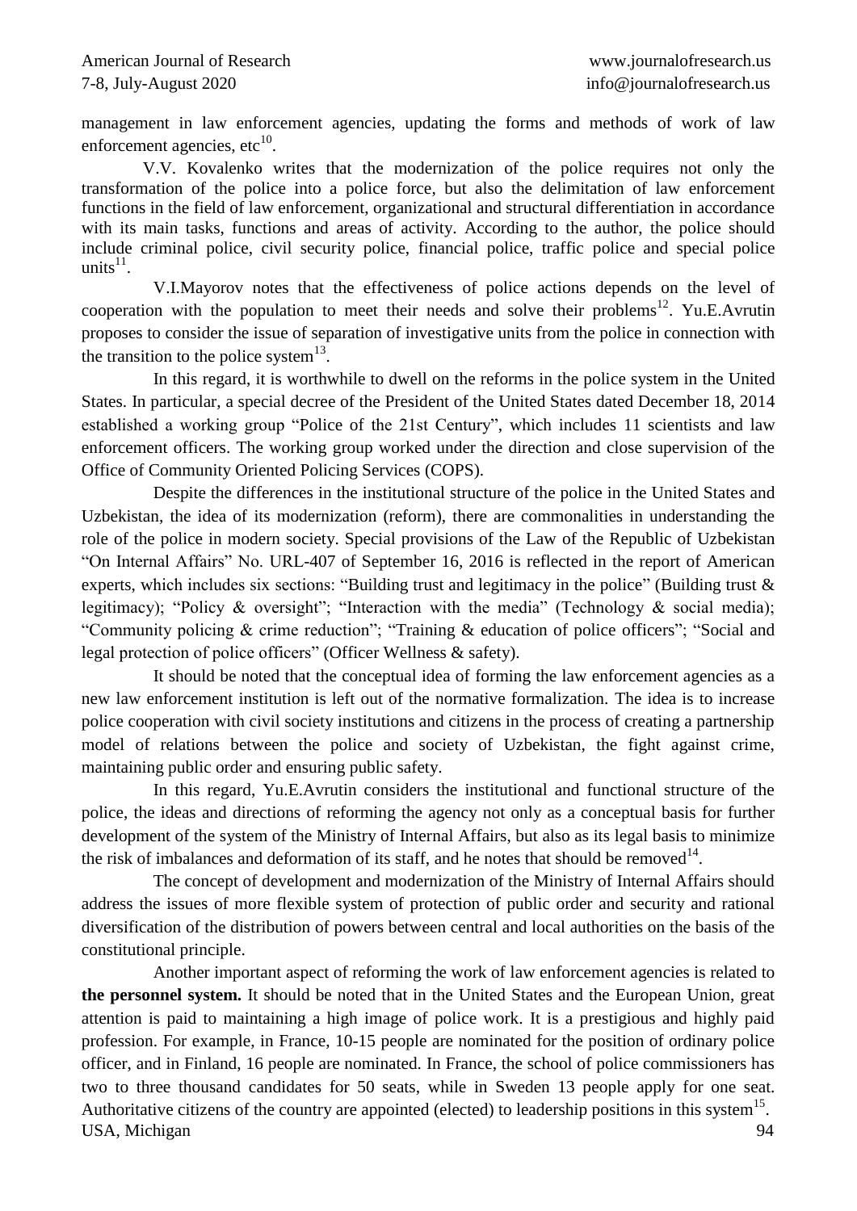management in law enforcement agencies, updating the forms and methods of work of law enforcement agencies, etc[10].

V.V. Kovalenko writes that the modernization of the police requires not only the transformation of the police into a police force, but also the delimitation of law enforcement functions in the field of law enforcement, organizational and structural differentiation in accordance with its main tasks, functions and areas of activity. According to the author, the police should include criminal police, civil security police, financial police, traffic police and special police units[11].

V.I.Mayorov notes that the effectiveness of police actions depends on the level of cooperation with the population to meet their needs and solve their problems[12]. Yu.E.Avrutin proposes to consider the issue of separation of investigative units from the police in connection with the transition to the police system[13].

In this regard, it is worthwhile to dwell on the reforms in the police system in the United States. In particular, a special decree of the President of the United States dated December 18, 2014 established a working group "Police of the 21st Century", which includes 11 scientists and law enforcement officers. The working group worked under the direction and close supervision of the Office of Community Oriented Policing Services (COPS).

Despite the differences in the institutional structure of the police in the United States and Uzbekistan, the idea of its modernization (reform), there are commonalities in understanding the role of the police in modern society. Special provisions of the Law of the Republic of Uzbekistan "On Internal Affairs" No. URL-407 of September 16, 2016 is reflected in the report of American experts, which includes six sections: "Building trust and legitimacy in the police" (Building trust & legitimacy); "Policy & oversight"; "Interaction with the media" (Technology & social media); "Community policing & crime reduction"; "Training & education of police officers"; "Social and legal protection of police officers" (Officer Wellness & safety).

It should be noted that the conceptual idea of forming the law enforcement agencies as a new law enforcement institution is left out of the normative formalization. The idea is to increase police cooperation with civil society institutions and citizens in the process of creating a partnership model of relations between the police and society of Uzbekistan, the fight against crime, maintaining public order and ensuring public safety.

In this regard, Yu.E.Avrutin considers the institutional and functional structure of the police, the ideas and directions of reforming the agency not only as a conceptual basis for further development of the system of the Ministry of Internal Affairs, but also as its legal basis to minimize the risk of imbalances and deformation of its staff, and he notes that should be removed[14].

The concept of development and modernization of the Ministry of Internal Affairs should address the issues of more flexible system of protection of public order and security and rational diversification of the distribution of powers between central and local authorities on the basis of the constitutional principle.

Another important aspect of reforming the work of law enforcement agencies is related to **the personnel system.** It should be noted that in the United States and the European Union, great attention is paid to maintaining a high image of police work. It is a prestigious and highly paid profession. For example, in France, 10-15 people are nominated for the position of ordinary police officer, and in Finland, 16 people are nominated. In France, the school of police commissioners has two to three thousand candidates for 50 seats, while in Sweden 13 people apply for one seat. Authoritative citizens of the country are appointed (elected) to leadership positions in this system[15].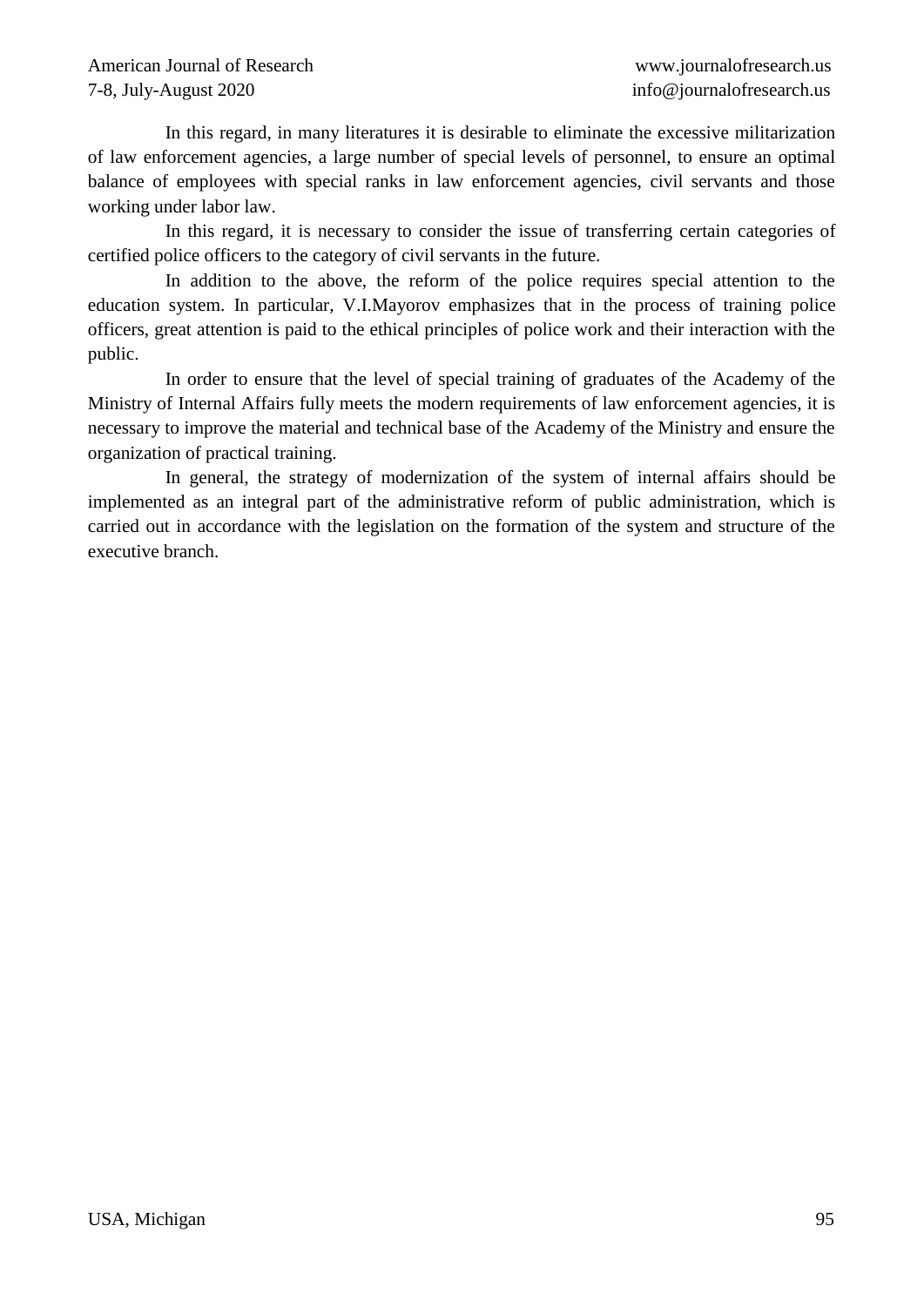In this regard, in many literatures it is desirable to eliminate the excessive militarization of law enforcement agencies, a large number of special levels of personnel, to ensure an optimal balance of employees with special ranks in law enforcement agencies, civil servants and those working under labor law.

In this regard, it is necessary to consider the issue of transferring certain categories of certified police officers to the category of civil servants in the future.

In addition to the above, the reform of the police requires special attention to the education system. In particular, V.I.Mayorov emphasizes that in the process of training police officers, great attention is paid to the ethical principles of police work and their interaction with the public.

In order to ensure that the level of special training of graduates of the Academy of the Ministry of Internal Affairs fully meets the modern requirements of law enforcement agencies, it is necessary to improve the material and technical base of the Academy of the Ministry and ensure the organization of practical training.

In general, the strategy of modernization of the system of internal affairs should be implemented as an integral part of the administrative reform of public administration, which is carried out in accordance with the legislation on the formation of the system and structure of the executive branch.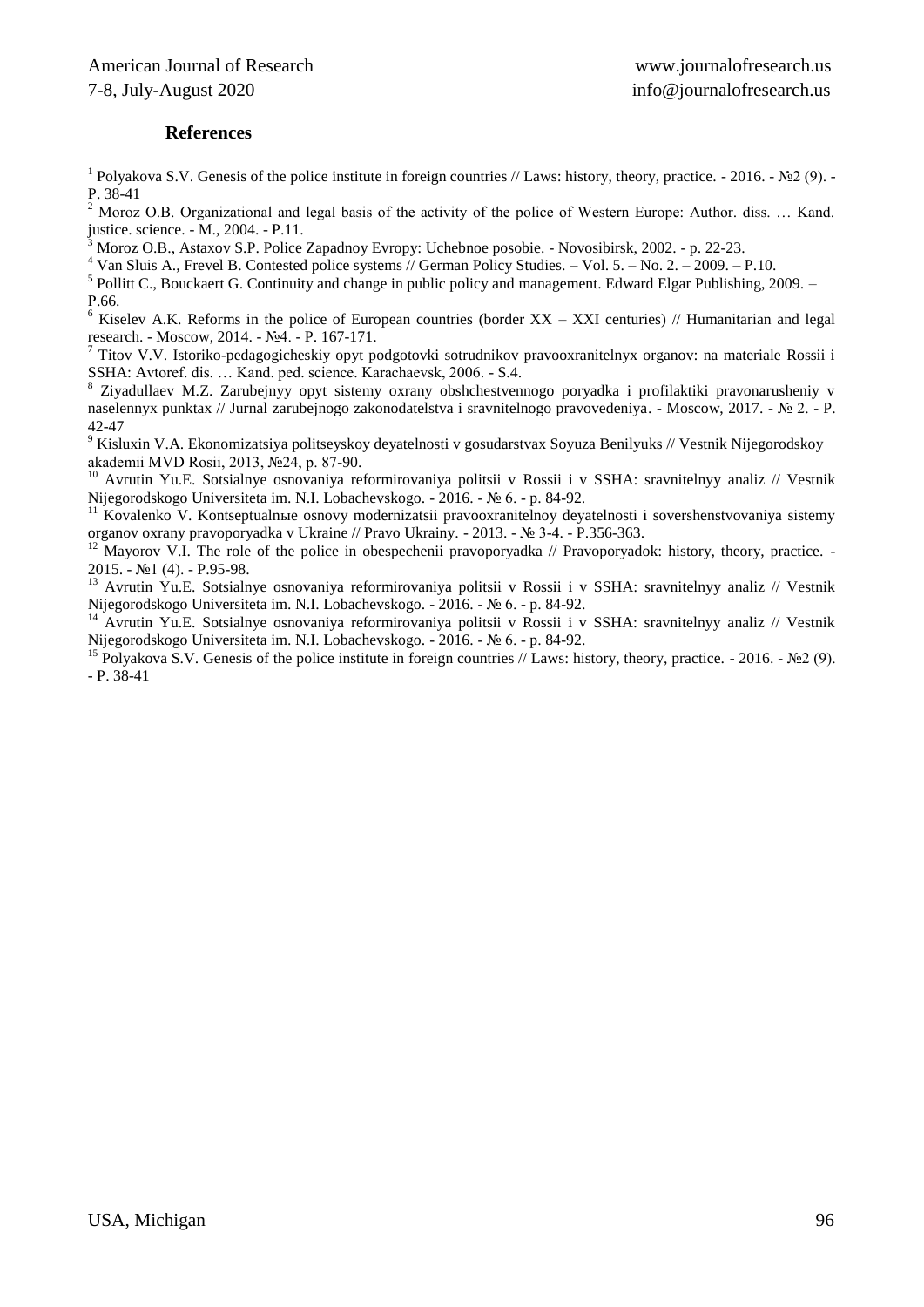### References

[1] Polyakova S.V. Genesis of the police institute in foreign countries // Laws: history, theory, practice. - 2016. - №2 (9). - P. 38-41

[2] Moroz O.B. Organizational and legal basis of the activity of the police of Western Europe: Author. diss. … Kand. justice. science. - M., 2004. - P.11.

[3] Moroz O.B., Astaxov S.P. Police Zapadnoy Evropy: Uchebnoe posobie. - Novosibirsk, 2002. - p. 22-23.

[4] Van Sluis A., Frevel B. Contested police systems // German Policy Studies. – Vol. 5. – No. 2. – 2009. – P.10.

[5] Pollitt C., Bouckaert G. Continuity and change in public policy and management. Edward Elgar Publishing, 2009. – P.66.

[6] Kiselev A.K. Reforms in the police of European countries (border XX – XXI centuries) // Humanitarian and legal research. - Moscow, 2014. - №4. - P. 167-171.

[7] Titov V.V. Istoriko-pedagogicheskiy opyt podgotovki sotrudnikov pravooxranitelnyx organov: na materiale Rossii i SSHA: Avtoref. dis. … Kand. ped. science. Karachaevsk, 2006. - S.4.

[8] Ziyadullaev M.Z. Zarubejnyy opyt sistemy oxrany obshchestvennogo poryadka i profilaktiki pravonarusheniy v naselennyx punktax // Jurnal zarubejnogo zakonodatelstva i sravnitelnogo pravovedeniya. - Moscow, 2017. - № 2. - P. 42-47

[9] Kisluxin V.A. Ekonomizatsiya politseyskoy deyatelnosti v gosudarstvax Soyuza Benilyuks // Vestnik Nijegorodskoy akademii MVD Rosii, 2013, №24, p. 87-90.

[10] Avrutin Yu.E. Sotsialnye osnovaniya reformirovaniya politsii v Rossii i v SSHA: sravnitelnyy analiz // Vestnik Nijegorodskogo Universiteta im. N.I. Lobachevskogo. - 2016. - № 6. - p. 84-92.

[11] Kovalenko V. Kontseptualnые osnovy modernizatsii pravooxranitelnoy deyatelnosti i sovershenstvovaniya sistemy organov oxrany pravoporyadka v Ukraine // Pravo Ukrainy. - 2013. - № 3-4. - P.356-363.

[12] Mayorov V.I. The role of the police in obespechenii pravoporyadka // Pravoporyadok: history, theory, practice. - 2015. - №1 (4). - P.95-98.

[13] Avrutin Yu.E. Sotsialnye osnovaniya reformirovaniya politsii v Rossii i v SSHA: sravnitelnyy analiz // Vestnik Nijegorodskogo Universiteta im. N.I. Lobachevskogo. - 2016. - № 6. - p. 84-92.

[14] Avrutin Yu.E. Sotsialnye osnovaniya reformirovaniya politsii v Rossii i v SSHA: sravnitelnyy analiz // Vestnik Nijegorodskogo Universiteta im. N.I. Lobachevskogo. - 2016. - № 6. - p. 84-92.

[15] Polyakova S.V. Genesis of the police institute in foreign countries // Laws: history, theory, practice. - 2016. - №2 (9). - P. 38-41